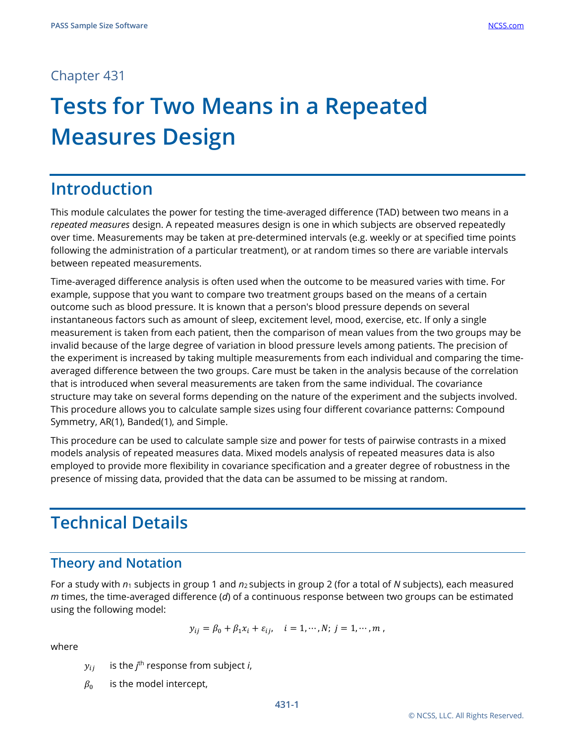Chapter 431

# Tests for Two Means in a Repeated Measures Design

## Introduction

This module calculates the power for testing the time-averaged difference (TAD) between two means in a *repeated measures* design. A repeated measures design is one in which subjects are observed repeatedly over time. Measurements may be taken at pre-determined intervals (e.g. weekly or at specified time points following the administration of a particular treatment), or at random times so there are variable intervals between repeated measurements.

Time-averaged difference analysis is often used when the outcome to be measured varies with time. For example, suppose that you want to compare two treatment groups based on the means of a certain outcome such as blood pressure. It is known that a person's blood pressure depends on several instantaneous factors such as amount of sleep, excitement level, mood, exercise, etc. If only a single measurement is taken from each patient, then the comparison of mean values from the two groups may be invalid because of the large degree of variation in blood pressure levels among patients. The precision of the experiment is increased by taking multiple measurements from each individual and comparing the time-averaged difference between the two groups. Care must be taken in the analysis because of the correlation that is introduced when several measurements are taken from the same individual. The covariance structure may take on several forms depending on the nature of the experiment and the subjects involved. This procedure allows you to calculate sample sizes using four different covariance patterns: Compound Symmetry, AR(1), Banded(1), and Simple.

This procedure can be used to calculate sample size and power for tests of pairwise contrasts in a mixed models analysis of repeated measures data. Mixed models analysis of repeated measures data is also employed to provide more flexibility in covariance specification and a greater degree of robustness in the presence of missing data, provided that the data can be assumed to be missing at random.

## Technical Details

### Theory and Notation

For a study with $n_1$ subjects in group 1 and $n_2$ subjects in group 2 (for a total of $N$ subjects), each measured $m$ times, the time-averaged difference ($d$) of a continuous response between two groups can be estimated using the following model:

$$y_{ij} = \beta_0 + \beta_1 x_i + \varepsilon_{ij}, \quad i = 1, \cdots, N; \; j = 1, \cdots, m \, ,$$

where

$y_{ij}$ is the $j^{\text{th}}$ response from subject $i$,

$\beta_0$ is the model intercept,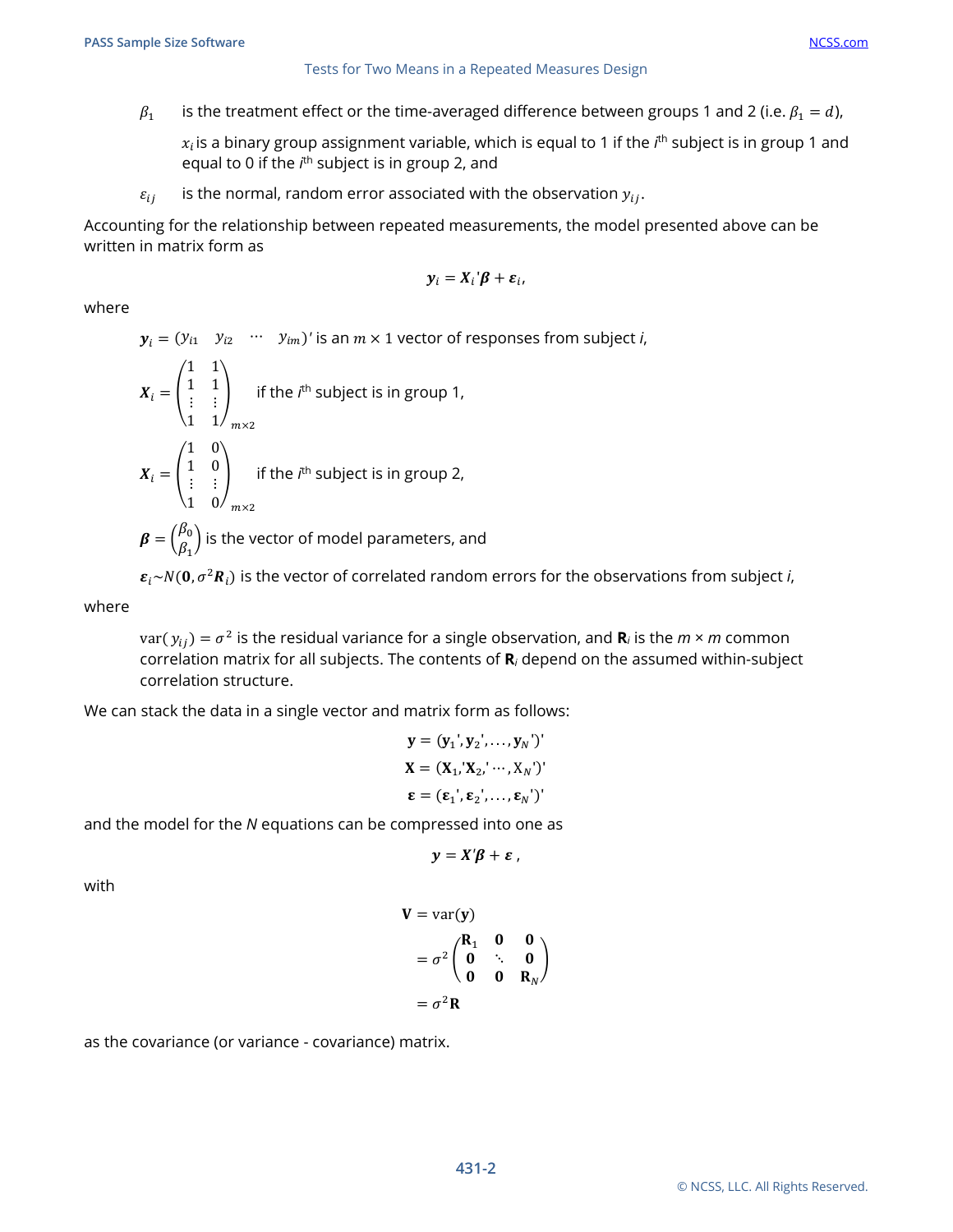$\beta_1$ is the treatment effect or the time-averaged difference between groups 1 and 2 (i.e. $\beta_1 = d$),

$x_i$ is a binary group assignment variable, which is equal to 1 if the $i^{th}$ subject is in group 1 and equal to 0 if the $i^{th}$ subject is in group 2, and

$\varepsilon_{ij}$ is the normal, random error associated with the observation $y_{ij}$.

Accounting for the relationship between repeated measurements, the model presented above can be written in matrix form as

$$\boldsymbol{y}_i = \boldsymbol{X}_i{}'\boldsymbol{\beta} + \boldsymbol{\varepsilon}_i,$$

where

$\boldsymbol{y}_i = (y_{i1} \quad y_{i2} \quad \cdots \quad y_{im})'$ is an $m \times 1$ vector of responses from subject *i*,

$$\boldsymbol{X}_i = \begin{pmatrix} 1 & 1 \\ 1 & 1 \\ \vdots & \vdots \\ 1 & 1 \end{pmatrix}_{m\times 2} \quad \text{if the } i^{th} \text{ subject is in group 1,}$$

$$\boldsymbol{X}_i = \begin{pmatrix} 1 & 0 \\ 1 & 0 \\ \vdots & \vdots \\ 1 & 0 \end{pmatrix}_{m\times 2} \quad \text{if the } i^{th} \text{ subject is in group 2,}$$

$\boldsymbol{\beta} = \begin{pmatrix} \beta_0 \\ \beta_1 \end{pmatrix}$ is the vector of model parameters, and

$\boldsymbol{\varepsilon}_i \sim N(\boldsymbol{0}, \sigma^2 \boldsymbol{R}_i)$ is the vector of correlated random errors for the observations from subject *i*,

where

$\text{var}(y_{ij}) = \sigma^2$ is the residual variance for a single observation, and $\mathbf{R}_i$ is the $m \times m$ common correlation matrix for all subjects. The contents of $\mathbf{R}_i$ depend on the assumed within-subject correlation structure.

We can stack the data in a single vector and matrix form as follows:

$$\mathbf{y} = (\mathbf{y}_1{}', \mathbf{y}_2{}', \ldots, \mathbf{y}_N{}')'$$
$$\mathbf{X} = (\mathbf{X}_1, {}'\mathbf{X}_2, {}' \cdots, \mathrm{X}_N{}')'$$
$$\boldsymbol{\varepsilon} = (\boldsymbol{\varepsilon}_1{}', \boldsymbol{\varepsilon}_2{}', \ldots, \boldsymbol{\varepsilon}_N{}')'$$

and the model for the *N* equations can be compressed into one as

$$\boldsymbol{y} = \boldsymbol{X}'\boldsymbol{\beta} + \boldsymbol{\varepsilon}\,,$$

with

$$\begin{aligned} \mathbf{V} &= \text{var}(\mathbf{y}) \\ &= \sigma^2 \begin{pmatrix} \mathbf{R}_1 & \mathbf{0} & \mathbf{0} \\ \mathbf{0} & \ddots & \mathbf{0} \\ \mathbf{0} & \mathbf{0} & \mathbf{R}_N \end{pmatrix} \\ &= \sigma^2 \mathbf{R} \end{aligned}$$

as the covariance (or variance - covariance) matrix.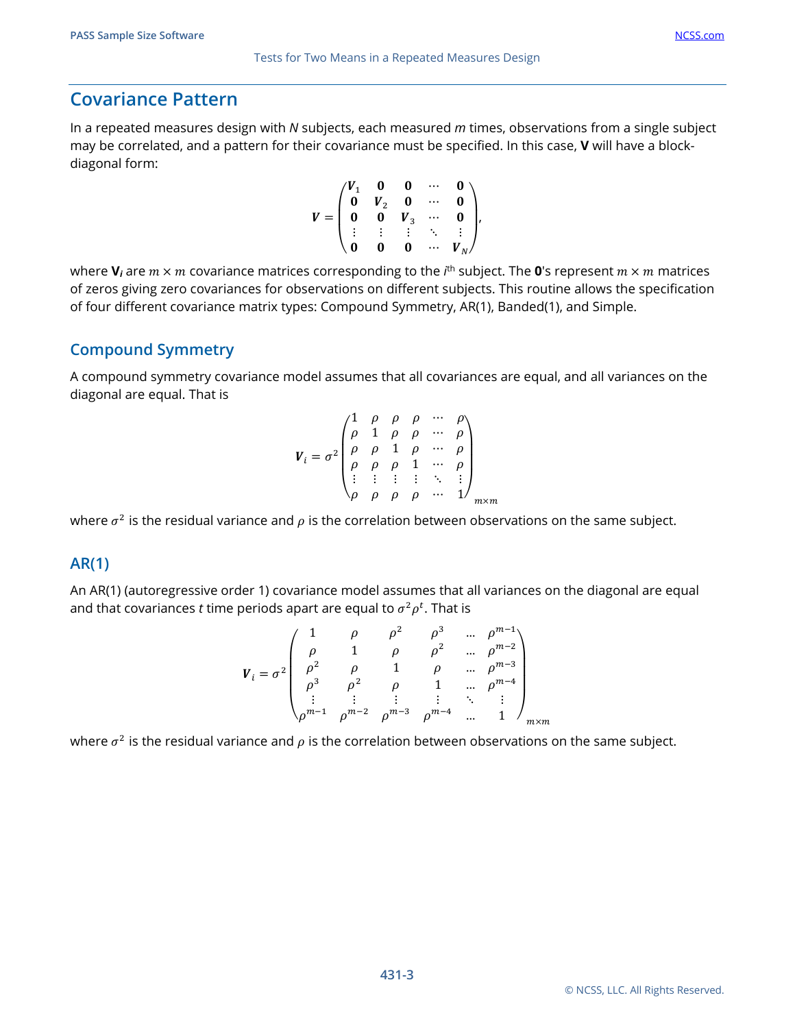## Covariance Pattern

In a repeated measures design with *N* subjects, each measured *m* times, observations from a single subject may be correlated, and a pattern for their covariance must be specified. In this case, **V** will have a block-diagonal form:

$$
\boldsymbol{V} = \begin{pmatrix} \boldsymbol{V}_1 & \mathbf{0} & \mathbf{0} & \cdots & \mathbf{0} \\ \mathbf{0} & \boldsymbol{V}_2 & \mathbf{0} & \cdots & \mathbf{0} \\ \mathbf{0} & \mathbf{0} & \boldsymbol{V}_3 & \cdots & \mathbf{0} \\ \vdots & \vdots & \vdots & \ddots & \vdots \\ \mathbf{0} & \mathbf{0} & \mathbf{0} & \cdots & \boldsymbol{V}_N \end{pmatrix},
$$

where $\mathbf{V}_i$ are $m \times m$ covariance matrices corresponding to the $i^{\text{th}}$ subject. The **0**'s represent $m \times m$ matrices of zeros giving zero covariances for observations on different subjects. This routine allows the specification of four different covariance matrix types: Compound Symmetry, AR(1), Banded(1), and Simple.

### Compound Symmetry

A compound symmetry covariance model assumes that all covariances are equal, and all variances on the diagonal are equal. That is

$$
\boldsymbol{V}_i = \sigma^2 \begin{pmatrix} 1 & \rho & \rho & \rho & \cdots & \rho \\ \rho & 1 & \rho & \rho & \cdots & \rho \\ \rho & \rho & 1 & \rho & \cdots & \rho \\ \rho & \rho & \rho & 1 & \cdots & \rho \\ \vdots & \vdots & \vdots & \vdots & \ddots & \vdots \\ \rho & \rho & \rho & \rho & \cdots & 1 \end{pmatrix}_{m \times m}
$$

where $\sigma^2$ is the residual variance and $\rho$ is the correlation between observations on the same subject.

### AR(1)

An AR(1) (autoregressive order 1) covariance model assumes that all variances on the diagonal are equal and that covariances *t* time periods apart are equal to $\sigma^2 \rho^t$. That is

$$
\boldsymbol{V}_i = \sigma^2 \begin{pmatrix} 1 & \rho & \rho^2 & \rho^3 & \dots & \rho^{m-1} \\ \rho & 1 & \rho & \rho^2 & \dots & \rho^{m-2} \\ \rho^2 & \rho & 1 & \rho & \dots & \rho^{m-3} \\ \rho^3 & \rho^2 & \rho & 1 & \dots & \rho^{m-4} \\ \vdots & \vdots & \vdots & \vdots & \ddots & \vdots \\ \rho^{m-1} & \rho^{m-2} & \rho^{m-3} & \rho^{m-4} & \dots & 1 \end{pmatrix}_{m \times m}
$$

where $\sigma^2$ is the residual variance and $\rho$ is the correlation between observations on the same subject.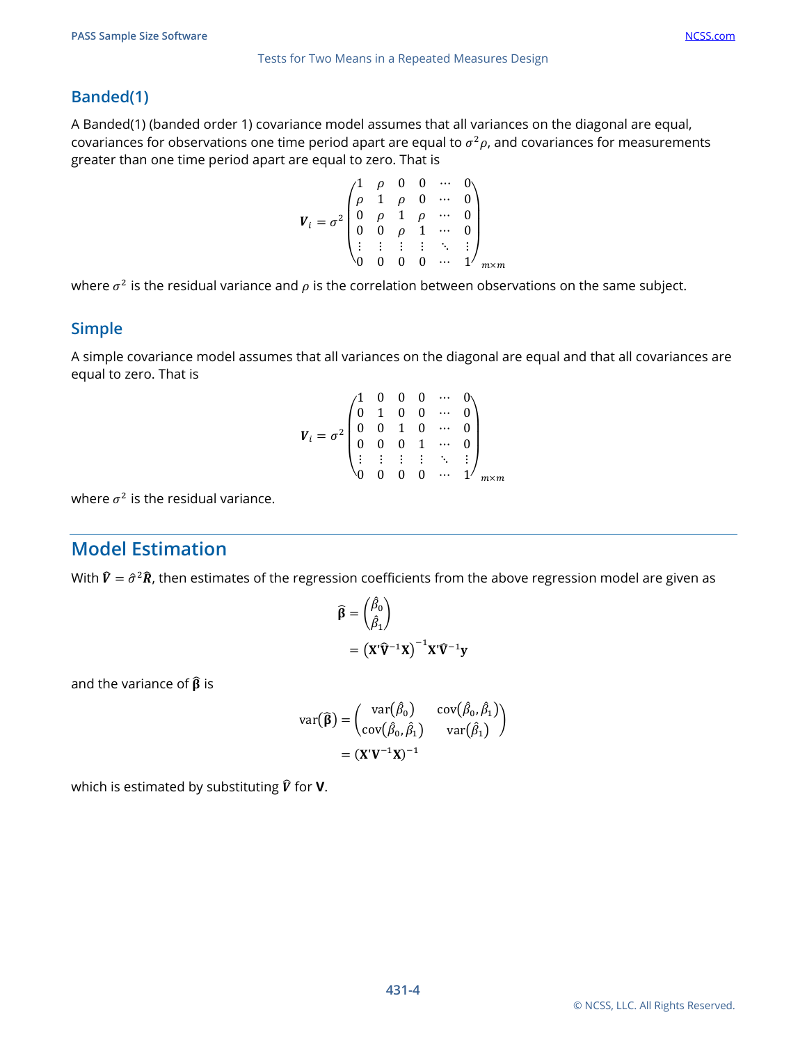### Banded(1)

A Banded(1) (banded order 1) covariance model assumes that all variances on the diagonal are equal, covariances for observations one time period apart are equal to $\sigma^2\rho$, and covariances for measurements greater than one time period apart are equal to zero. That is

$$
\boldsymbol{V}_i = \sigma^2 \begin{pmatrix} 1 & \rho & 0 & 0 & \cdots & 0 \\ \rho & 1 & \rho & 0 & \cdots & 0 \\ 0 & \rho & 1 & \rho & \cdots & 0 \\ 0 & 0 & \rho & 1 & \cdots & 0 \\ \vdots & \vdots & \vdots & \vdots & \ddots & \vdots \\ 0 & 0 & 0 & 0 & \cdots & 1 \end{pmatrix}_{m \times m}
$$

where $\sigma^2$ is the residual variance and $\rho$ is the correlation between observations on the same subject.

### Simple

A simple covariance model assumes that all variances on the diagonal are equal and that all covariances are equal to zero. That is

$$
\boldsymbol{V}_i = \sigma^2 \begin{pmatrix} 1 & 0 & 0 & 0 & \cdots & 0 \\ 0 & 1 & 0 & 0 & \cdots & 0 \\ 0 & 0 & 1 & 0 & \cdots & 0 \\ 0 & 0 & 0 & 1 & \cdots & 0 \\ \vdots & \vdots & \vdots & \vdots & \ddots & \vdots \\ 0 & 0 & 0 & 0 & \cdots & 1 \end{pmatrix}_{m \times m}
$$

where $\sigma^2$ is the residual variance.

## Model Estimation

With $\widehat{\boldsymbol{V}} = \hat{\sigma}^2\widehat{\boldsymbol{R}}$, then estimates of the regression coefficients from the above regression model are given as

$$
\begin{aligned}
\widehat{\boldsymbol{\beta}} &= \begin{pmatrix} \hat{\beta}_0 \\ \hat{\beta}_1 \end{pmatrix} \\
&= \left(\mathbf{X}'\widehat{\mathbf{V}}^{-1}\mathbf{X}\right)^{-1}\mathbf{X}'\widehat{\mathbf{V}}^{-1}\mathbf{y}
\end{aligned}
$$

and the variance of $\widehat{\boldsymbol{\beta}}$ is

$$
\begin{aligned}
\operatorname{var}\left(\widehat{\boldsymbol{\beta}}\right) &= \begin{pmatrix} \operatorname{var}\left(\hat{\beta}_0\right) & \operatorname{cov}\left(\hat{\beta}_0, \hat{\beta}_1\right) \\ \operatorname{cov}\left(\hat{\beta}_0, \hat{\beta}_1\right) & \operatorname{var}\left(\hat{\beta}_1\right) \end{pmatrix} \\
&= \left(\mathbf{X}'\mathbf{V}^{-1}\mathbf{X}\right)^{-1}
\end{aligned}
$$

which is estimated by substituting $\widehat{\boldsymbol{V}}$ for $\mathbf{V}$.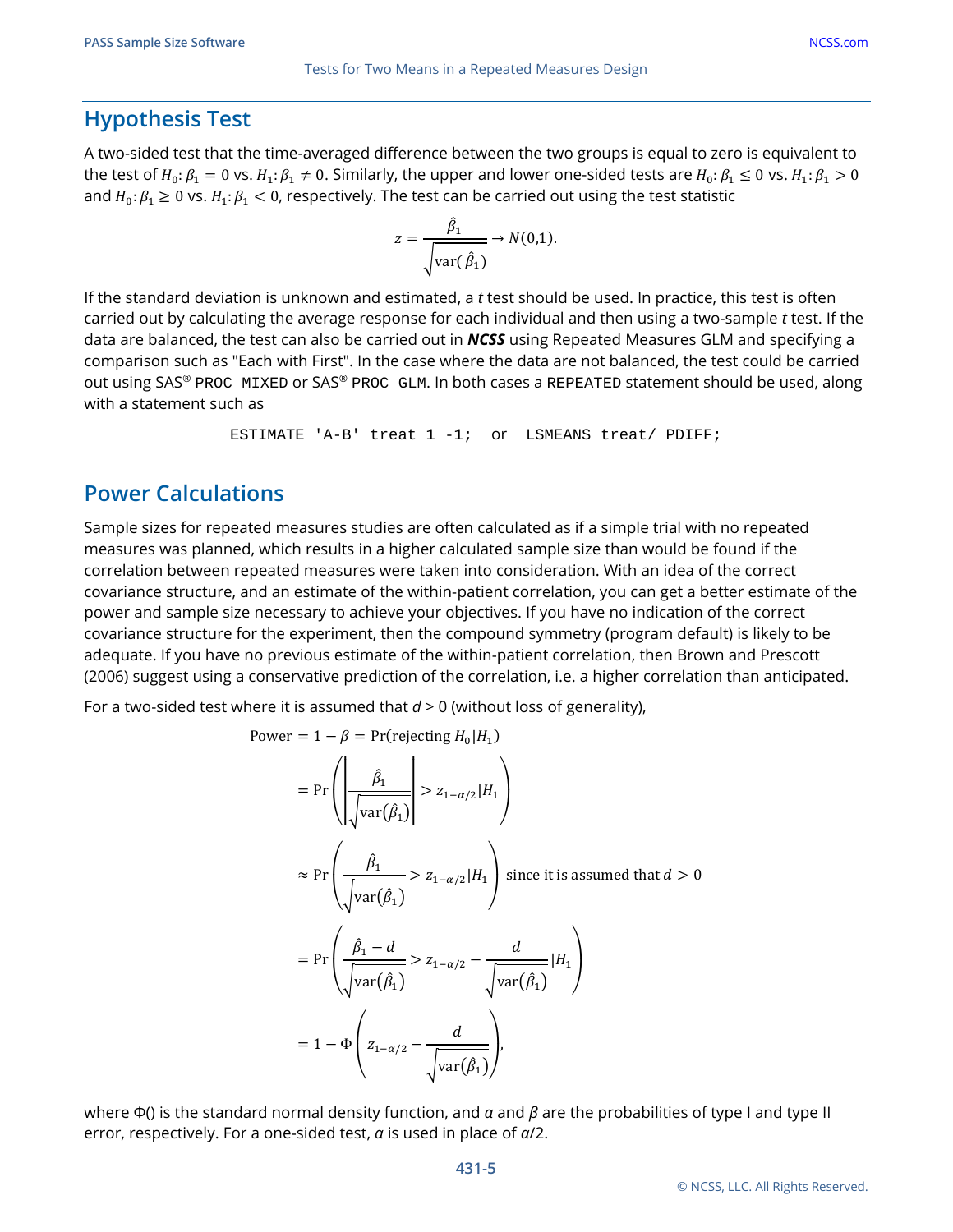## Hypothesis Test

A two-sided test that the time-averaged difference between the two groups is equal to zero is equivalent to the test of $H_0: \beta_1 = 0$ vs. $H_1: \beta_1 \neq 0$. Similarly, the upper and lower one-sided tests are $H_0: \beta_1 \leq 0$ vs. $H_1: \beta_1 > 0$ and $H_0: \beta_1 \geq 0$ vs. $H_1: \beta_1 < 0$, respectively. The test can be carried out using the test statistic

$$z = \frac{\hat{\beta}_1}{\sqrt{\text{var}(\hat{\beta}_1)}} \rightarrow N(0,1).$$

If the standard deviation is unknown and estimated, a *t* test should be used. In practice, this test is often carried out by calculating the average response for each individual and then using a two-sample *t* test. If the data are balanced, the test can also be carried out in ***NCSS*** using Repeated Measures GLM and specifying a comparison such as "Each with First". In the case where the data are not balanced, the test could be carried out using SAS® `PROC MIXED` or SAS® `PROC GLM`. In both cases a `REPEATED` statement should be used, along with a statement such as

```
ESTIMATE 'A-B' treat 1 -1;  or  LSMEANS treat/ PDIFF;
```

## Power Calculations

Sample sizes for repeated measures studies are often calculated as if a simple trial with no repeated measures was planned, which results in a higher calculated sample size than would be found if the correlation between repeated measures were taken into consideration. With an idea of the correct covariance structure, and an estimate of the within-patient correlation, you can get a better estimate of the power and sample size necessary to achieve your objectives. If you have no indication of the correct covariance structure for the experiment, then the compound symmetry (program default) is likely to be adequate. If you have no previous estimate of the within-patient correlation, then Brown and Prescott (2006) suggest using a conservative prediction of the correlation, i.e. a higher correlation than anticipated.

For a two-sided test where it is assumed that *d* > 0 (without loss of generality),

$$\begin{aligned}
\text{Power} = 1 - \beta &= \Pr(\text{rejecting } H_0 | H_1) \\
&= \Pr\left( \left| \frac{\hat{\beta}_1}{\sqrt{\text{var}(\hat{\beta}_1)}} \right| > z_{1-\alpha/2} | H_1 \right) \\
&\approx \Pr\left( \frac{\hat{\beta}_1}{\sqrt{\text{var}(\hat{\beta}_1)}} > z_{1-\alpha/2} | H_1 \right) \text{ since it is assumed that } d > 0 \\
&= \Pr\left( \frac{\hat{\beta}_1 - d}{\sqrt{\text{var}(\hat{\beta}_1)}} > z_{1-\alpha/2} - \frac{d}{\sqrt{\text{var}(\hat{\beta}_1)}} | H_1 \right) \\
&= 1 - \Phi\left( z_{1-\alpha/2} - \frac{d}{\sqrt{\text{var}(\hat{\beta}_1)}} \right),
\end{aligned}$$

where Φ() is the standard normal density function, and $\alpha$ and $\beta$ are the probabilities of type I and type II error, respectively. For a one-sided test, $\alpha$ is used in place of $\alpha/2$.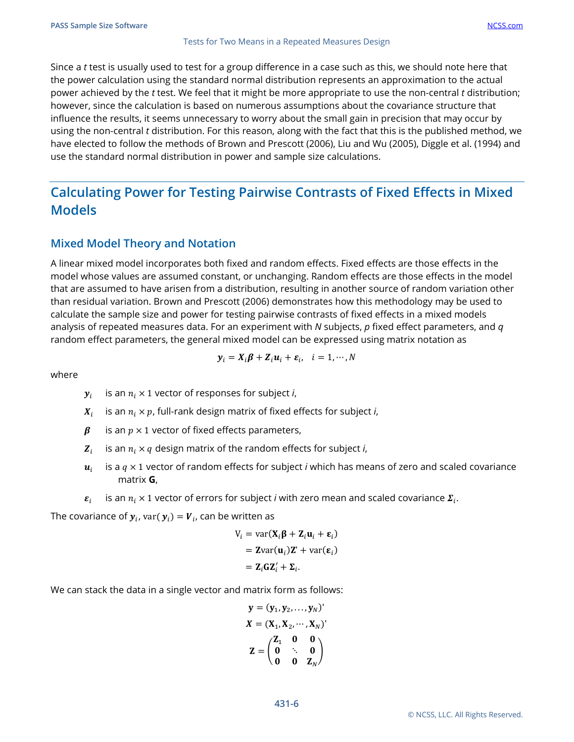Since a *t* test is usually used to test for a group difference in a case such as this, we should note here that the power calculation using the standard normal distribution represents an approximation to the actual power achieved by the *t* test. We feel that it might be more appropriate to use the non-central *t* distribution; however, since the calculation is based on numerous assumptions about the covariance structure that influence the results, it seems unnecessary to worry about the small gain in precision that may occur by using the non-central *t* distribution. For this reason, along with the fact that this is the published method, we have elected to follow the methods of Brown and Prescott (2006), Liu and Wu (2005), Diggle et al. (1994) and use the standard normal distribution in power and sample size calculations.

## Calculating Power for Testing Pairwise Contrasts of Fixed Effects in Mixed Models

### Mixed Model Theory and Notation

A linear mixed model incorporates both fixed and random effects. Fixed effects are those effects in the model whose values are assumed constant, or unchanging. Random effects are those effects in the model that are assumed to have arisen from a distribution, resulting in another source of random variation other than residual variation. Brown and Prescott (2006) demonstrates how this methodology may be used to calculate the sample size and power for testing pairwise contrasts of fixed effects in a mixed models analysis of repeated measures data. For an experiment with *N* subjects, *p* fixed effect parameters, and *q* random effect parameters, the general mixed model can be expressed using matrix notation as

$$\boldsymbol{y}_i = \boldsymbol{X}_i\boldsymbol{\beta} + \boldsymbol{Z}_i\boldsymbol{u}_i + \boldsymbol{\varepsilon}_i, \quad i = 1, \cdots, N$$

where

- $\boldsymbol{y}_i$ is an $n_i \times 1$ vector of responses for subject *i*,
- $\boldsymbol{X}_i$ is an $n_i \times p$, full-rank design matrix of fixed effects for subject *i*,
- $\boldsymbol{\beta}$ is an $p \times 1$ vector of fixed effects parameters,
- $\boldsymbol{Z}_i$ is an $n_i \times q$ design matrix of the random effects for subject *i*,
- $\boldsymbol{u}_i$ is a $q \times 1$ vector of random effects for subject *i* which has means of zero and scaled covariance matrix **G**,
- $\boldsymbol{\varepsilon}_i$ is an $n_i \times 1$ vector of errors for subject *i* with zero mean and scaled covariance $\boldsymbol{\Sigma}_i$.

The covariance of $\boldsymbol{y}_i$, $\mathrm{var}(\boldsymbol{y}_i) = \boldsymbol{V}_i$, can be written as

$$\begin{aligned}
\mathrm{V}_i &= \mathrm{var}(\mathbf{X}_i\boldsymbol{\beta} + \mathbf{Z}_i\mathbf{u}_i + \boldsymbol{\varepsilon}_i) \\
&= \mathbf{Z}\mathrm{var}(\mathbf{u}_i)\mathbf{Z}' + \mathrm{var}(\boldsymbol{\varepsilon}_i) \\
&= \mathbf{Z}_i\mathbf{G}\mathbf{Z}_i' + \boldsymbol{\Sigma}_i.
\end{aligned}$$

We can stack the data in a single vector and matrix form as follows:

$$\mathbf{y} = (\mathbf{y}_1, \mathbf{y}_2, \ldots, \mathbf{y}_N)'$$

$$\boldsymbol{X} = (\mathbf{X}_1, \mathbf{X}_2, \cdots, \mathbf{X}_N)'$$

$$\mathbf{Z} = \begin{pmatrix} \mathbf{Z}_1 & \mathbf{0} & \mathbf{0} \\ \mathbf{0} & \ddots & \mathbf{0} \\ \mathbf{0} & \mathbf{0} & \mathbf{Z}_N \end{pmatrix}$$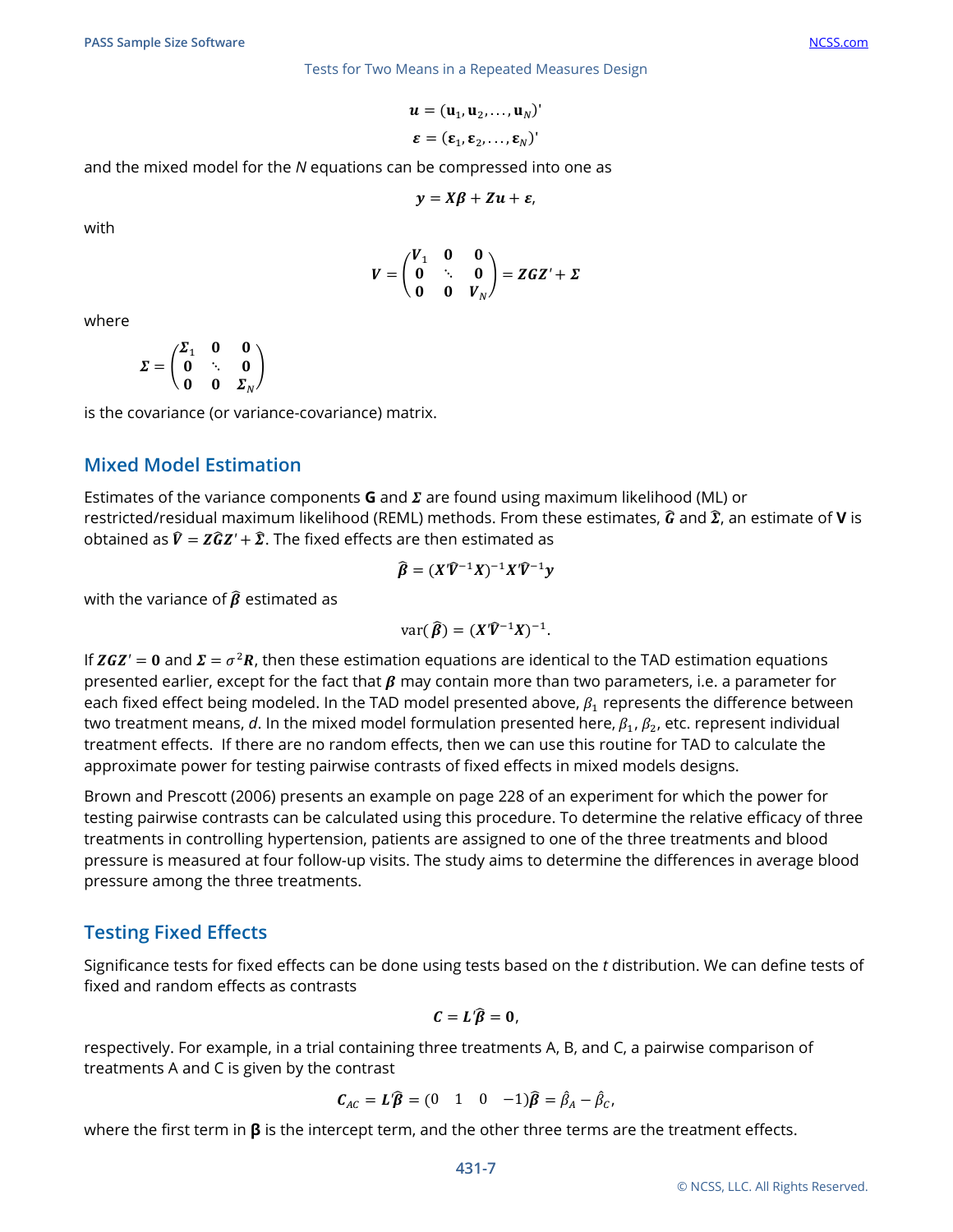$$\boldsymbol{u} = (\mathbf{u}_1, \mathbf{u}_2, \ldots, \mathbf{u}_N)'$$

$$\boldsymbol{\varepsilon} = (\boldsymbol{\varepsilon}_1, \boldsymbol{\varepsilon}_2, \ldots, \boldsymbol{\varepsilon}_N)'$$

and the mixed model for the *N* equations can be compressed into one as

$$\boldsymbol{y} = \boldsymbol{X\beta} + \boldsymbol{Zu} + \boldsymbol{\varepsilon},$$

with

$$\boldsymbol{V} = \begin{pmatrix} \boldsymbol{V}_1 & \mathbf{0} & \mathbf{0} \\ \mathbf{0} & \ddots & \mathbf{0} \\ \mathbf{0} & \mathbf{0} & \boldsymbol{V}_N \end{pmatrix} = \boldsymbol{ZGZ}' + \boldsymbol{\Sigma}$$

where

$$\boldsymbol{\Sigma} = \begin{pmatrix} \boldsymbol{\Sigma}_1 & \mathbf{0} & \mathbf{0} \\ \mathbf{0} & \ddots & \mathbf{0} \\ \mathbf{0} & \mathbf{0} & \boldsymbol{\Sigma}_N \end{pmatrix}$$

is the covariance (or variance-covariance) matrix.

## Mixed Model Estimation

Estimates of the variance components $\mathbf{G}$ and $\boldsymbol{\Sigma}$ are found using maximum likelihood (ML) or restricted/residual maximum likelihood (REML) methods. From these estimates, $\widehat{\boldsymbol{G}}$ and $\widehat{\boldsymbol{\Sigma}}$, an estimate of $\mathbf{V}$ is obtained as $\widehat{\boldsymbol{V}} = \boldsymbol{Z}\widehat{\boldsymbol{G}}\boldsymbol{Z}' + \widehat{\boldsymbol{\Sigma}}$. The fixed effects are then estimated as

$$\widehat{\boldsymbol{\beta}} = (\boldsymbol{X}'\widehat{\boldsymbol{V}}^{-1}\boldsymbol{X})^{-1}\boldsymbol{X}'\widehat{\boldsymbol{V}}^{-1}\boldsymbol{y}$$

with the variance of $\widehat{\boldsymbol{\beta}}$ estimated as

$$\mathrm{var}(\widehat{\boldsymbol{\beta}}) = (\boldsymbol{X}'\widehat{\boldsymbol{V}}^{-1}\boldsymbol{X})^{-1}.$$

If $\boldsymbol{ZGZ}' = \mathbf{0}$ and $\boldsymbol{\Sigma} = \sigma^2\boldsymbol{R}$, then these estimation equations are identical to the TAD estimation equations presented earlier, except for the fact that $\boldsymbol{\beta}$ may contain more than two parameters, i.e. a parameter for each fixed effect being modeled. In the TAD model presented above, $\beta_1$ represents the difference between two treatment means, *d*. In the mixed model formulation presented here, $\beta_1$, $\beta_2$, etc. represent individual treatment effects. If there are no random effects, then we can use this routine for TAD to calculate the approximate power for testing pairwise contrasts of fixed effects in mixed models designs.

Brown and Prescott (2006) presents an example on page 228 of an experiment for which the power for testing pairwise contrasts can be calculated using this procedure. To determine the relative efficacy of three treatments in controlling hypertension, patients are assigned to one of the three treatments and blood pressure is measured at four follow-up visits. The study aims to determine the differences in average blood pressure among the three treatments.

## Testing Fixed Effects

Significance tests for fixed effects can be done using tests based on the *t* distribution. We can define tests of fixed and random effects as contrasts

$$\boldsymbol{C} = \boldsymbol{L}'\widehat{\boldsymbol{\beta}} = \mathbf{0},$$

respectively. For example, in a trial containing three treatments A, B, and C, a pairwise comparison of treatments A and C is given by the contrast

$$\boldsymbol{C}_{AC} = \boldsymbol{L}'\widehat{\boldsymbol{\beta}} = (0 \quad 1 \quad 0 \quad -1)\widehat{\boldsymbol{\beta}} = \hat{\beta}_A - \hat{\beta}_C,$$

where the first term in $\boldsymbol{\beta}$ is the intercept term, and the other three terms are the treatment effects.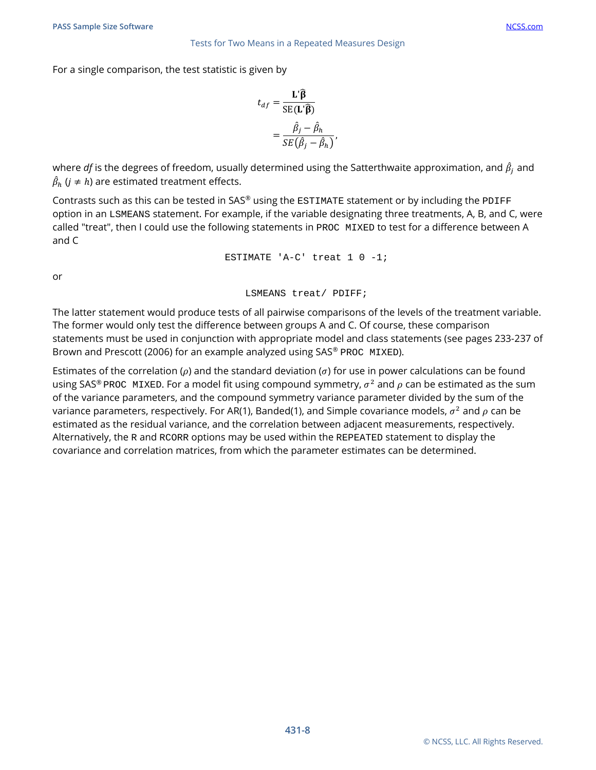For a single comparison, the test statistic is given by

$$t_{df} = \frac{\mathbf{L}'\hat{\boldsymbol{\beta}}}{\mathrm{SE}(\mathbf{L}'\hat{\boldsymbol{\beta}})} = \frac{\hat{\beta}_j - \hat{\beta}_h}{SE(\hat{\beta}_j - \hat{\beta}_h)},$$

where *df* is the degrees of freedom, usually determined using the Satterthwaite approximation, and $\hat{\beta}_j$ and $\hat{\beta}_h$ ($j \neq h$) are estimated treatment effects.

Contrasts such as this can be tested in SAS® using the `ESTIMATE` statement or by including the `PDIFF` option in an `LSMEANS` statement. For example, if the variable designating three treatments, A, B, and C, were called "treat", then I could use the following statements in `PROC MIXED` to test for a difference between A and C

```
ESTIMATE 'A-C' treat 1 0 -1;
```

or

```
LSMEANS treat/ PDIFF;
```

The latter statement would produce tests of all pairwise comparisons of the levels of the treatment variable. The former would only test the difference between groups A and C. Of course, these comparison statements must be used in conjunction with appropriate model and class statements (see pages 233-237 of Brown and Prescott (2006) for an example analyzed using SAS® `PROC MIXED`).

Estimates of the correlation ($\rho$) and the standard deviation ($\sigma$) for use in power calculations can be found using SAS® `PROC MIXED`. For a model fit using compound symmetry, $\sigma^2$ and $\rho$ can be estimated as the sum of the variance parameters, and the compound symmetry variance parameter divided by the sum of the variance parameters, respectively. For AR(1), Banded(1), and Simple covariance models, $\sigma^2$ and $\rho$ can be estimated as the residual variance, and the correlation between adjacent measurements, respectively. Alternatively, the `R` and `RCORR` options may be used within the `REPEATED` statement to display the covariance and correlation matrices, from which the parameter estimates can be determined.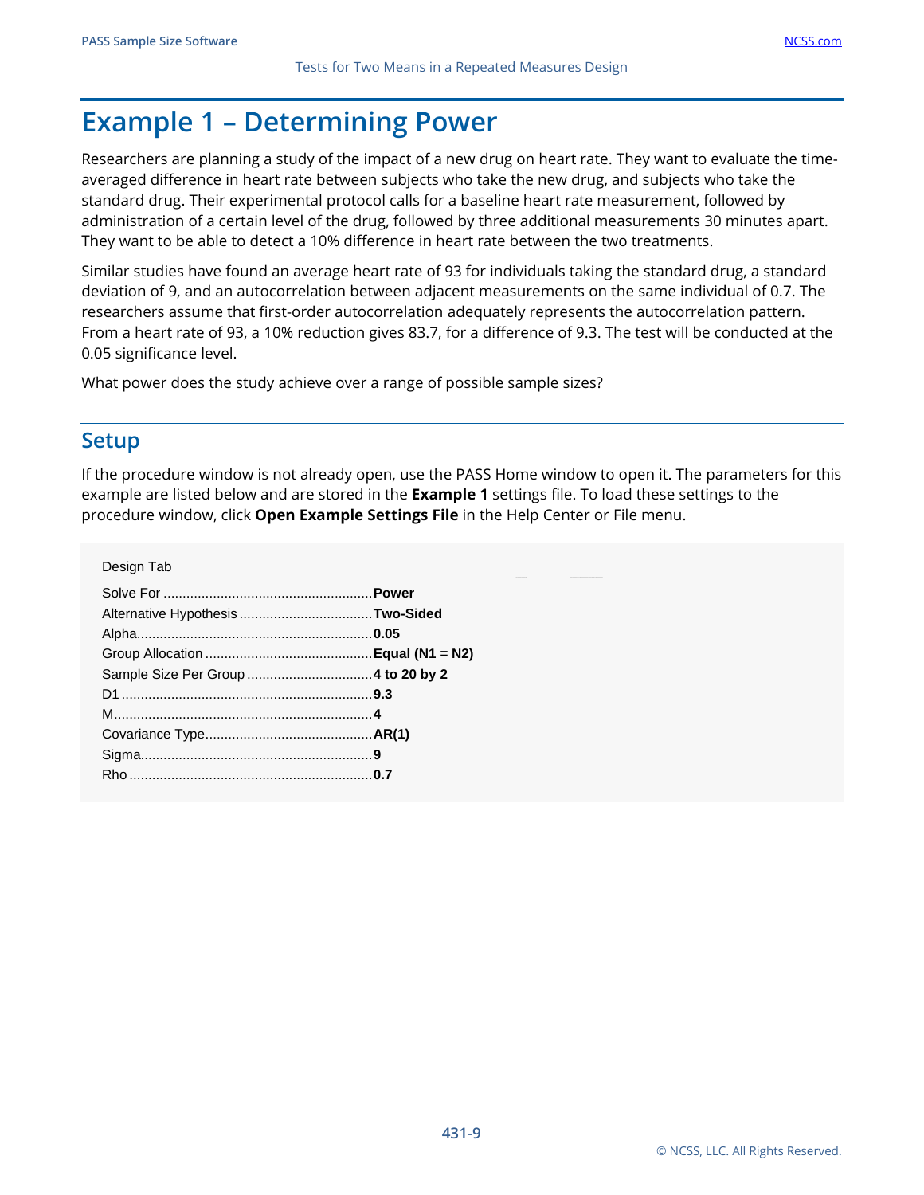# Example 1 – Determining Power

Researchers are planning a study of the impact of a new drug on heart rate. They want to evaluate the time-averaged difference in heart rate between subjects who take the new drug, and subjects who take the standard drug. Their experimental protocol calls for a baseline heart rate measurement, followed by administration of a certain level of the drug, followed by three additional measurements 30 minutes apart. They want to be able to detect a 10% difference in heart rate between the two treatments.

Similar studies have found an average heart rate of 93 for individuals taking the standard drug, a standard deviation of 9, and an autocorrelation between adjacent measurements on the same individual of 0.7. The researchers assume that first-order autocorrelation adequately represents the autocorrelation pattern. From a heart rate of 93, a 10% reduction gives 83.7, for a difference of 9.3. The test will be conducted at the 0.05 significance level.

What power does the study achieve over a range of possible sample sizes?

## Setup

If the procedure window is not already open, use the PASS Home window to open it. The parameters for this example are listed below and are stored in the **Example 1** settings file. To load these settings to the procedure window, click **Open Example Settings File** in the Help Center or File menu.

| Design Tab | |
|---|---|
| Solve For | **Power** |
| Alternative Hypothesis | **Two-Sided** |
| Alpha | **0.05** |
| Group Allocation | **Equal (N1 = N2)** |
| Sample Size Per Group | **4 to 20 by 2** |
| D1 | **9.3** |
| M | **4** |
| Covariance Type | **AR(1)** |
| Sigma | **9** |
| Rho | **0.7** |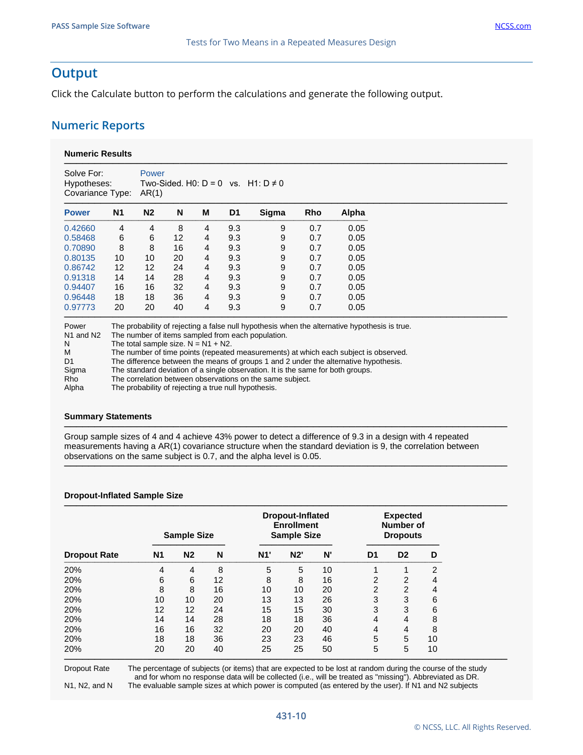## Output

Click the Calculate button to perform the calculations and generate the following output.

### Numeric Reports

#### Numeric Results

Solve For: Power
Hypotheses: Two-Sided. H0: D = 0 vs. H1: D ≠ 0
Covariance Type: AR(1)

| Power | N1 | N2 | N | M | D1 | Sigma | Rho | Alpha |
|---|---|---|---|---|---|---|---|---|
| 0.42660 | 4 | 4 | 8 | 4 | 9.3 | 9 | 0.7 | 0.05 |
| 0.58468 | 6 | 6 | 12 | 4 | 9.3 | 9 | 0.7 | 0.05 |
| 0.70890 | 8 | 8 | 16 | 4 | 9.3 | 9 | 0.7 | 0.05 |
| 0.80135 | 10 | 10 | 20 | 4 | 9.3 | 9 | 0.7 | 0.05 |
| 0.86742 | 12 | 12 | 24 | 4 | 9.3 | 9 | 0.7 | 0.05 |
| 0.91318 | 14 | 14 | 28 | 4 | 9.3 | 9 | 0.7 | 0.05 |
| 0.94407 | 16 | 16 | 32 | 4 | 9.3 | 9 | 0.7 | 0.05 |
| 0.96448 | 18 | 18 | 36 | 4 | 9.3 | 9 | 0.7 | 0.05 |
| 0.97773 | 20 | 20 | 40 | 4 | 9.3 | 9 | 0.7 | 0.05 |

Power The probability of rejecting a false null hypothesis when the alternative hypothesis is true.
N1 and N2 The number of items sampled from each population.
N The total sample size. N = N1 + N2.
M The number of time points (repeated measurements) at which each subject is observed.
D1 The difference between the means of groups 1 and 2 under the alternative hypothesis.
Sigma The standard deviation of a single observation. It is the same for both groups.
Rho The correlation between observations on the same subject.
Alpha The probability of rejecting a true null hypothesis.

#### Summary Statements

Group sample sizes of 4 and 4 achieve 43% power to detect a difference of 9.3 in a design with 4 repeated measurements having a AR(1) covariance structure when the standard deviation is 9, the correlation between observations on the same subject is 0.7, and the alpha level is 0.05.

#### Dropout-Inflated Sample Size

| | Sample Size | | | Dropout-Inflated Enrollment Sample Size | | | Expected Number of Dropouts | | |
|---|---|---|---|---|---|---|---|---|---|
| Dropout Rate | N1 | N2 | N | N1' | N2' | N' | D1 | D2 | D |
| 20% | 4 | 4 | 8 | 5 | 5 | 10 | 1 | 1 | 2 |
| 20% | 6 | 6 | 12 | 8 | 8 | 16 | 2 | 2 | 4 |
| 20% | 8 | 8 | 16 | 10 | 10 | 20 | 2 | 2 | 4 |
| 20% | 10 | 10 | 20 | 13 | 13 | 26 | 3 | 3 | 6 |
| 20% | 12 | 12 | 24 | 15 | 15 | 30 | 3 | 3 | 6 |
| 20% | 14 | 14 | 28 | 18 | 18 | 36 | 4 | 4 | 8 |
| 20% | 16 | 16 | 32 | 20 | 20 | 40 | 4 | 4 | 8 |
| 20% | 18 | 18 | 36 | 23 | 23 | 46 | 5 | 5 | 10 |
| 20% | 20 | 20 | 40 | 25 | 25 | 50 | 5 | 5 | 10 |

Dropout Rate The percentage of subjects (or items) that are expected to be lost at random during the course of the study and for whom no response data will be collected (i.e., will be treated as "missing"). Abbreviated as DR.
N1, N2, and N The evaluable sample sizes at which power is computed (as entered by the user). If N1 and N2 subjects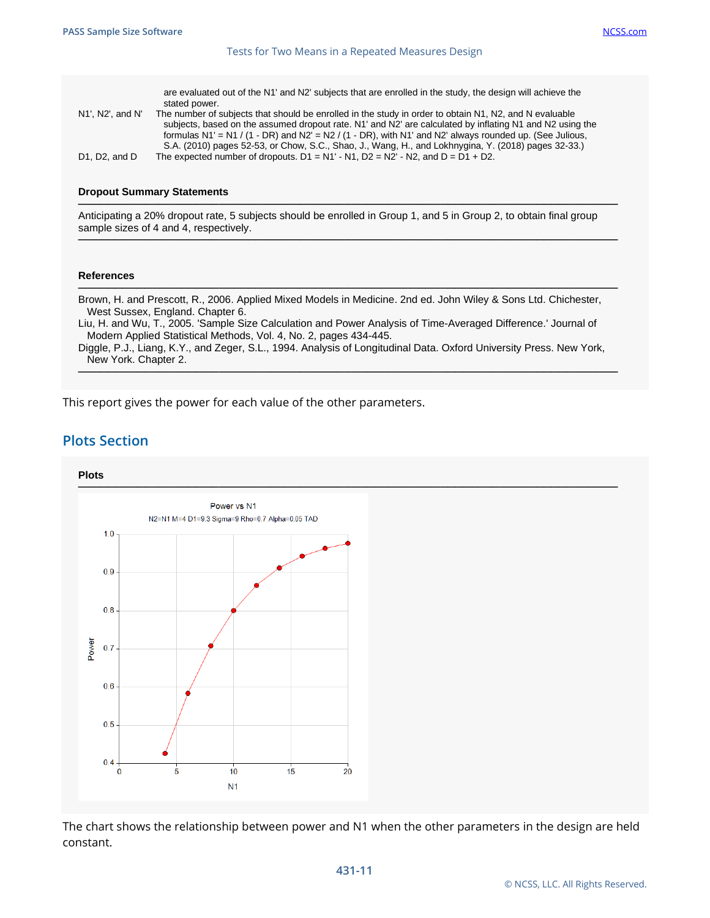are evaluated out of the N1' and N2' subjects that are enrolled in the study, the design will achieve the stated power.

N1', N2', and N' The number of subjects that should be enrolled in the study in order to obtain N1, N2, and N evaluable subjects, based on the assumed dropout rate. N1' and N2' are calculated by inflating N1 and N2 using the formulas N1' = N1 / (1 - DR) and N2' = N2 / (1 - DR), with N1' and N2' always rounded up. (See Julious, S.A. (2010) pages 52-53, or Chow, S.C., Shao, J., Wang, H., and Lokhnygina, Y. (2018) pages 32-33.)

D1, D2, and D The expected number of dropouts. D1 = N1' - N1, D2 = N2' - N2, and D = D1 + D2.

**Dropout Summary Statements**

Anticipating a 20% dropout rate, 5 subjects should be enrolled in Group 1, and 5 in Group 2, to obtain final group sample sizes of 4 and 4, respectively.

**References**

Brown, H. and Prescott, R., 2006. Applied Mixed Models in Medicine. 2nd ed. John Wiley & Sons Ltd. Chichester, West Sussex, England. Chapter 6.
Liu, H. and Wu, T., 2005. 'Sample Size Calculation and Power Analysis of Time-Averaged Difference.' Journal of Modern Applied Statistical Methods, Vol. 4, No. 2, pages 434-445.
Diggle, P.J., Liang, K.Y., and Zeger, S.L., 1994. Analysis of Longitudinal Data. Oxford University Press. New York, New York. Chapter 2.

This report gives the power for each value of the other parameters.

## Plots Section

**Plots**

Power vs N1

N2=N1 M=4 D1=9.3 Sigma=9 Rho=0.7 Alpha=0.05 TAD

The chart shows the relationship between power and N1 when the other parameters in the design are held constant.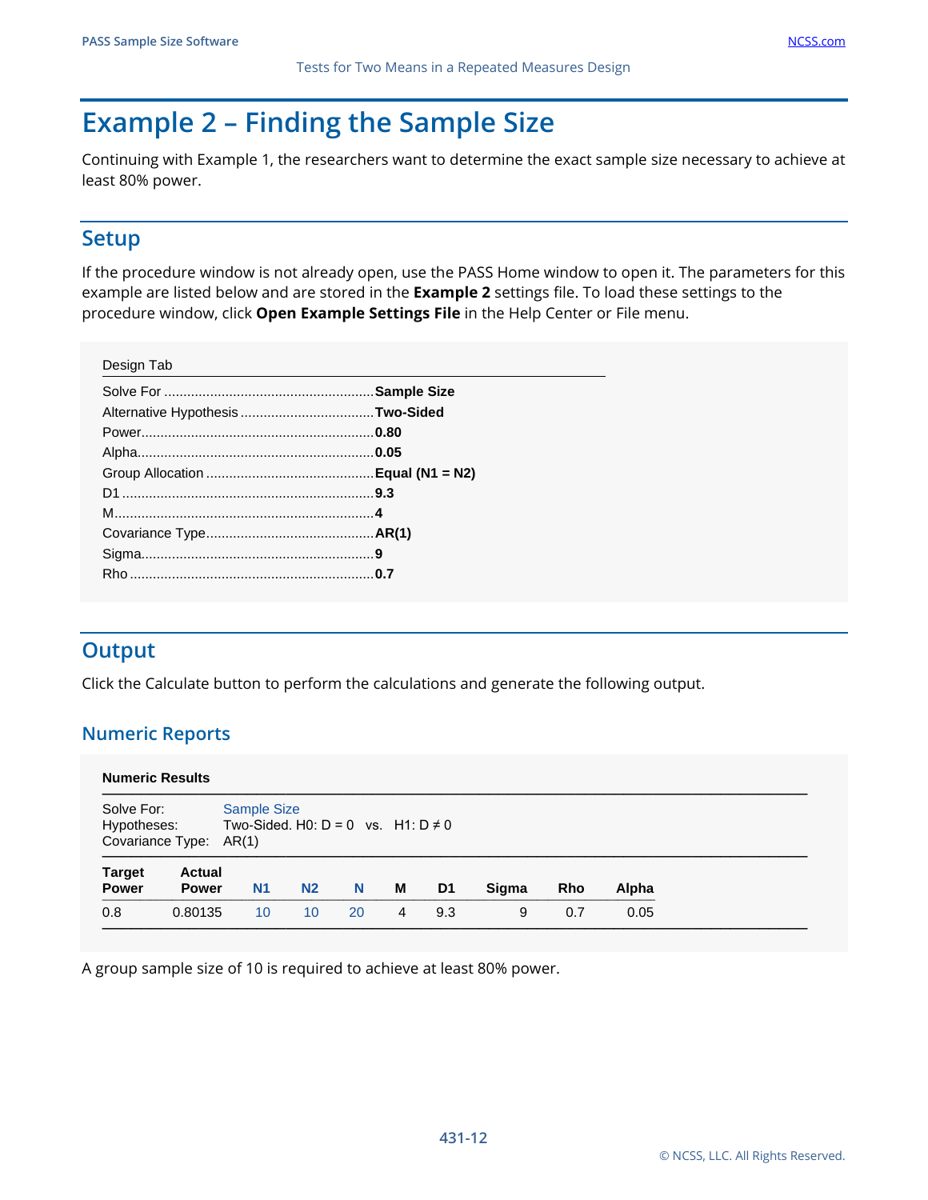# Example 2 – Finding the Sample Size

Continuing with Example 1, the researchers want to determine the exact sample size necessary to achieve at least 80% power.

## Setup

If the procedure window is not already open, use the PASS Home window to open it. The parameters for this example are listed below and are stored in the **Example 2** settings file. To load these settings to the procedure window, click **Open Example Settings File** in the Help Center or File menu.

| Design Tab | |
|---|---|
| Solve For | **Sample Size** |
| Alternative Hypothesis | **Two-Sided** |
| Power | **0.80** |
| Alpha | **0.05** |
| Group Allocation | **Equal (N1 = N2)** |
| D1 | **9.3** |
| M | **4** |
| Covariance Type | **AR(1)** |
| Sigma | **9** |
| Rho | **0.7** |

## Output

Click the Calculate button to perform the calculations and generate the following output.

### Numeric Reports

**Numeric Results**

Solve For: Sample Size
Hypotheses: Two-Sided. H0: D = 0 vs. H1: D ≠ 0
Covariance Type: AR(1)

| Target Power | Actual Power | N1 | N2 | N | M | D1 | Sigma | Rho | Alpha |
|---|---|---|---|---|---|---|---|---|---|
| 0.8 | 0.80135 | 10 | 10 | 20 | 4 | 9.3 | 9 | 0.7 | 0.05 |

A group sample size of 10 is required to achieve at least 80% power.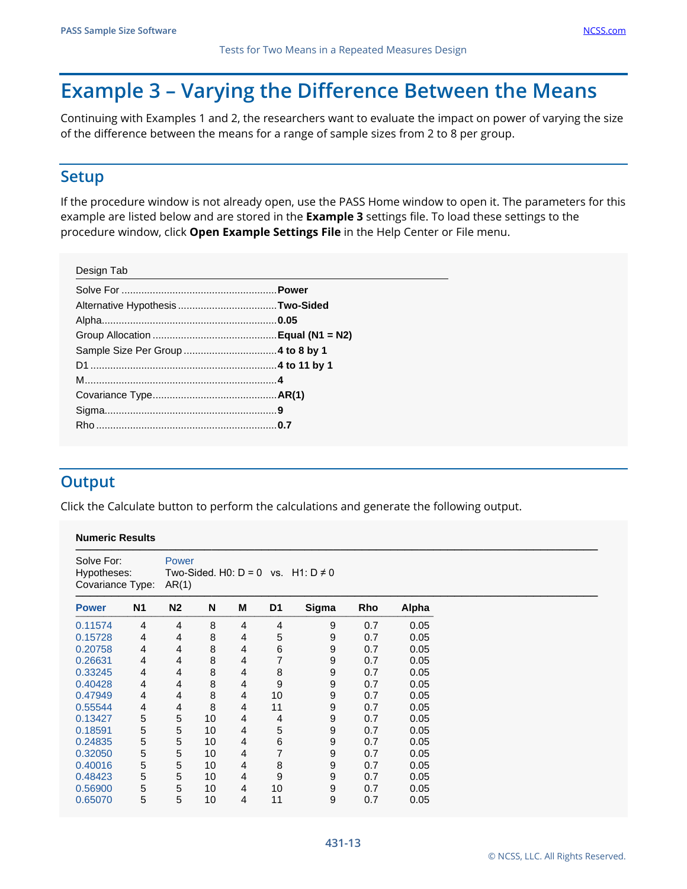# Example 3 – Varying the Difference Between the Means

Continuing with Examples 1 and 2, the researchers want to evaluate the impact on power of varying the size of the difference between the means for a range of sample sizes from 2 to 8 per group.

## Setup

If the procedure window is not already open, use the PASS Home window to open it. The parameters for this example are listed below and are stored in the **Example 3** settings file. To load these settings to the procedure window, click **Open Example Settings File** in the Help Center or File menu.

| Design Tab | |
|---|---|
| Solve For | **Power** |
| Alternative Hypothesis | **Two-Sided** |
| Alpha | **0.05** |
| Group Allocation | **Equal (N1 = N2)** |
| Sample Size Per Group | **4 to 8 by 1** |
| D1 | **4 to 11 by 1** |
| M | **4** |
| Covariance Type | **AR(1)** |
| Sigma | **9** |
| Rho | **0.7** |

## Output

Click the Calculate button to perform the calculations and generate the following output.

**Numeric Results**

Solve For: Power
Hypotheses: Two-Sided. H0: D = 0 vs. H1: D ≠ 0
Covariance Type: AR(1)

| Power | N1 | N2 | N | M | D1 | Sigma | Rho | Alpha |
|---|---|---|---|---|---|---|---|---|
| 0.11574 | 4 | 4 | 8 | 4 | 4 | 9 | 0.7 | 0.05 |
| 0.15728 | 4 | 4 | 8 | 4 | 5 | 9 | 0.7 | 0.05 |
| 0.20758 | 4 | 4 | 8 | 4 | 6 | 9 | 0.7 | 0.05 |
| 0.26631 | 4 | 4 | 8 | 4 | 7 | 9 | 0.7 | 0.05 |
| 0.33245 | 4 | 4 | 8 | 4 | 8 | 9 | 0.7 | 0.05 |
| 0.40428 | 4 | 4 | 8 | 4 | 9 | 9 | 0.7 | 0.05 |
| 0.47949 | 4 | 4 | 8 | 4 | 10 | 9 | 0.7 | 0.05 |
| 0.55544 | 4 | 4 | 8 | 4 | 11 | 9 | 0.7 | 0.05 |
| 0.13427 | 5 | 5 | 10 | 4 | 4 | 9 | 0.7 | 0.05 |
| 0.18591 | 5 | 5 | 10 | 4 | 5 | 9 | 0.7 | 0.05 |
| 0.24835 | 5 | 5 | 10 | 4 | 6 | 9 | 0.7 | 0.05 |
| 0.32050 | 5 | 5 | 10 | 4 | 7 | 9 | 0.7 | 0.05 |
| 0.40016 | 5 | 5 | 10 | 4 | 8 | 9 | 0.7 | 0.05 |
| 0.48423 | 5 | 5 | 10 | 4 | 9 | 9 | 0.7 | 0.05 |
| 0.56900 | 5 | 5 | 10 | 4 | 10 | 9 | 0.7 | 0.05 |
| 0.65070 | 5 | 5 | 10 | 4 | 11 | 9 | 0.7 | 0.05 |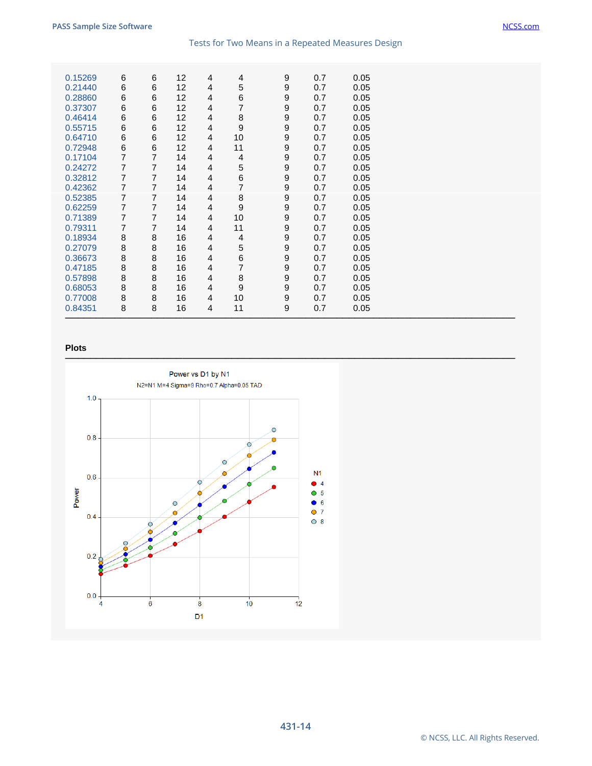| | | | | | | | | |
|---|---|---|---|---|---|---|---|---|
| 0.15269 | 6 | 6 | 12 | 4 | 4 | 9 | 0.7 | 0.05 |
| 0.21440 | 6 | 6 | 12 | 4 | 5 | 9 | 0.7 | 0.05 |
| 0.28860 | 6 | 6 | 12 | 4 | 6 | 9 | 0.7 | 0.05 |
| 0.37307 | 6 | 6 | 12 | 4 | 7 | 9 | 0.7 | 0.05 |
| 0.46414 | 6 | 6 | 12 | 4 | 8 | 9 | 0.7 | 0.05 |
| 0.55715 | 6 | 6 | 12 | 4 | 9 | 9 | 0.7 | 0.05 |
| 0.64710 | 6 | 6 | 12 | 4 | 10 | 9 | 0.7 | 0.05 |
| 0.72948 | 6 | 6 | 12 | 4 | 11 | 9 | 0.7 | 0.05 |
| 0.17104 | 7 | 7 | 14 | 4 | 4 | 9 | 0.7 | 0.05 |
| 0.24272 | 7 | 7 | 14 | 4 | 5 | 9 | 0.7 | 0.05 |
| 0.32812 | 7 | 7 | 14 | 4 | 6 | 9 | 0.7 | 0.05 |
| 0.42362 | 7 | 7 | 14 | 4 | 7 | 9 | 0.7 | 0.05 |
| 0.52385 | 7 | 7 | 14 | 4 | 8 | 9 | 0.7 | 0.05 |
| 0.62259 | 7 | 7 | 14 | 4 | 9 | 9 | 0.7 | 0.05 |
| 0.71389 | 7 | 7 | 14 | 4 | 10 | 9 | 0.7 | 0.05 |
| 0.79311 | 7 | 7 | 14 | 4 | 11 | 9 | 0.7 | 0.05 |
| 0.18934 | 8 | 8 | 16 | 4 | 4 | 9 | 0.7 | 0.05 |
| 0.27079 | 8 | 8 | 16 | 4 | 5 | 9 | 0.7 | 0.05 |
| 0.36673 | 8 | 8 | 16 | 4 | 6 | 9 | 0.7 | 0.05 |
| 0.47185 | 8 | 8 | 16 | 4 | 7 | 9 | 0.7 | 0.05 |
| 0.57898 | 8 | 8 | 16 | 4 | 8 | 9 | 0.7 | 0.05 |
| 0.68053 | 8 | 8 | 16 | 4 | 9 | 9 | 0.7 | 0.05 |
| 0.77008 | 8 | 8 | 16 | 4 | 10 | 9 | 0.7 | 0.05 |
| 0.84351 | 8 | 8 | 16 | 4 | 11 | 9 | 0.7 | 0.05 |

**Plots**

Power vs D1 by N1

N2=N1 M=4 Sigma=8 Rho=0.7 Alpha=0.05 TAD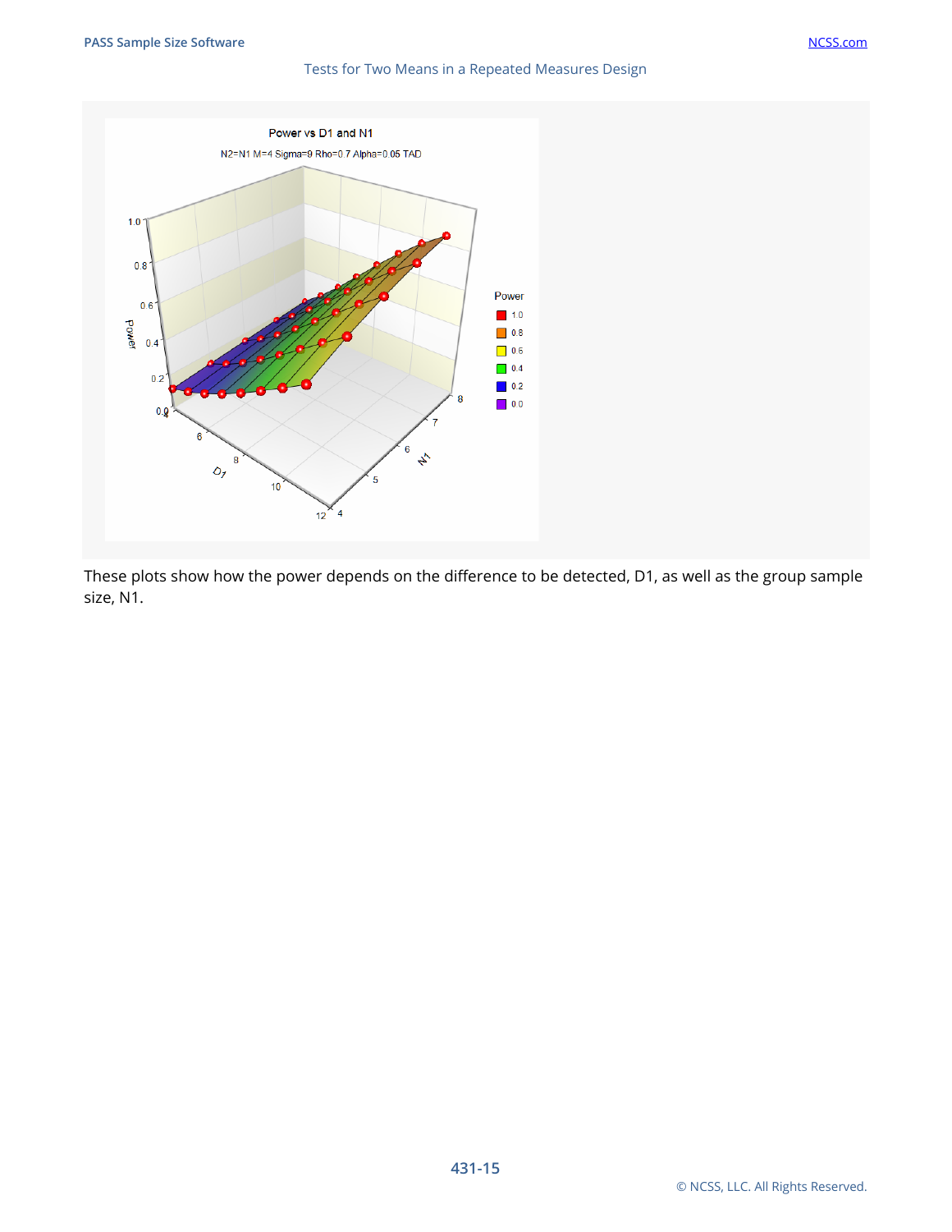These plots show how the power depends on the difference to be detected, D1, as well as the group sample size, N1.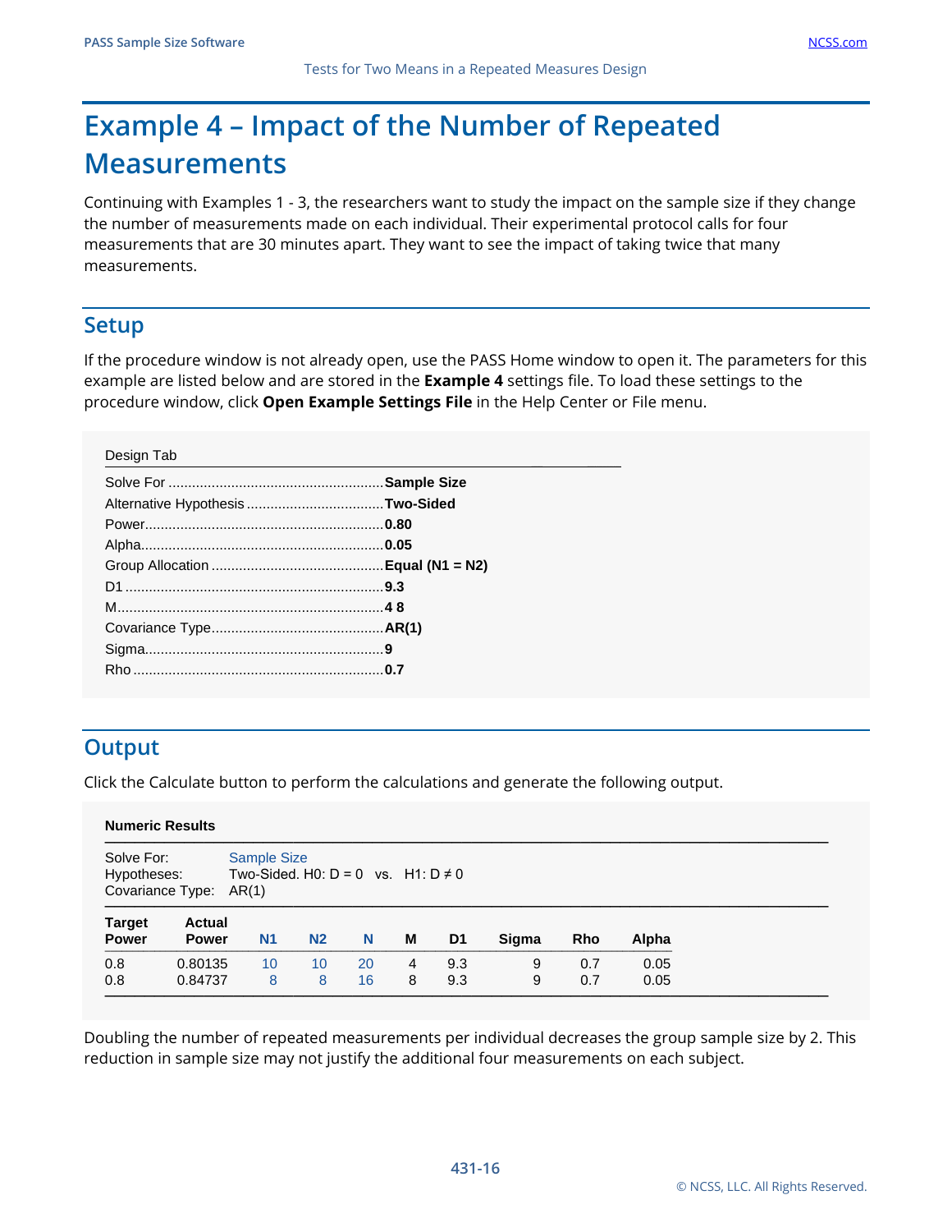# Example 4 – Impact of the Number of Repeated Measurements

Continuing with Examples 1 - 3, the researchers want to study the impact on the sample size if they change the number of measurements made on each individual. Their experimental protocol calls for four measurements that are 30 minutes apart. They want to see the impact of taking twice that many measurements.

## Setup

If the procedure window is not already open, use the PASS Home window to open it. The parameters for this example are listed below and are stored in the **Example 4** settings file. To load these settings to the procedure window, click **Open Example Settings File** in the Help Center or File menu.

Design Tab

| | |
|---|---|
| Solve For | **Sample Size** |
| Alternative Hypothesis | **Two-Sided** |
| Power | **0.80** |
| Alpha | **0.05** |
| Group Allocation | **Equal (N1 = N2)** |
| D1 | **9.3** |
| M | **4 8** |
| Covariance Type | **AR(1)** |
| Sigma | **9** |
| Rho | **0.7** |

## Output

Click the Calculate button to perform the calculations and generate the following output.

**Numeric Results**

Solve For: Sample Size
Hypotheses: Two-Sided. H0: D = 0 vs. H1: D ≠ 0
Covariance Type: AR(1)

| Target Power | Actual Power | N1 | N2 | N | M | D1 | Sigma | Rho | Alpha |
|---|---|---|---|---|---|---|---|---|---|
| 0.8 | 0.80135 | 10 | 10 | 20 | 4 | 9.3 | 9 | 0.7 | 0.05 |
| 0.8 | 0.84737 | 8 | 8 | 16 | 8 | 9.3 | 9 | 0.7 | 0.05 |

Doubling the number of repeated measurements per individual decreases the group sample size by 2. This reduction in sample size may not justify the additional four measurements on each subject.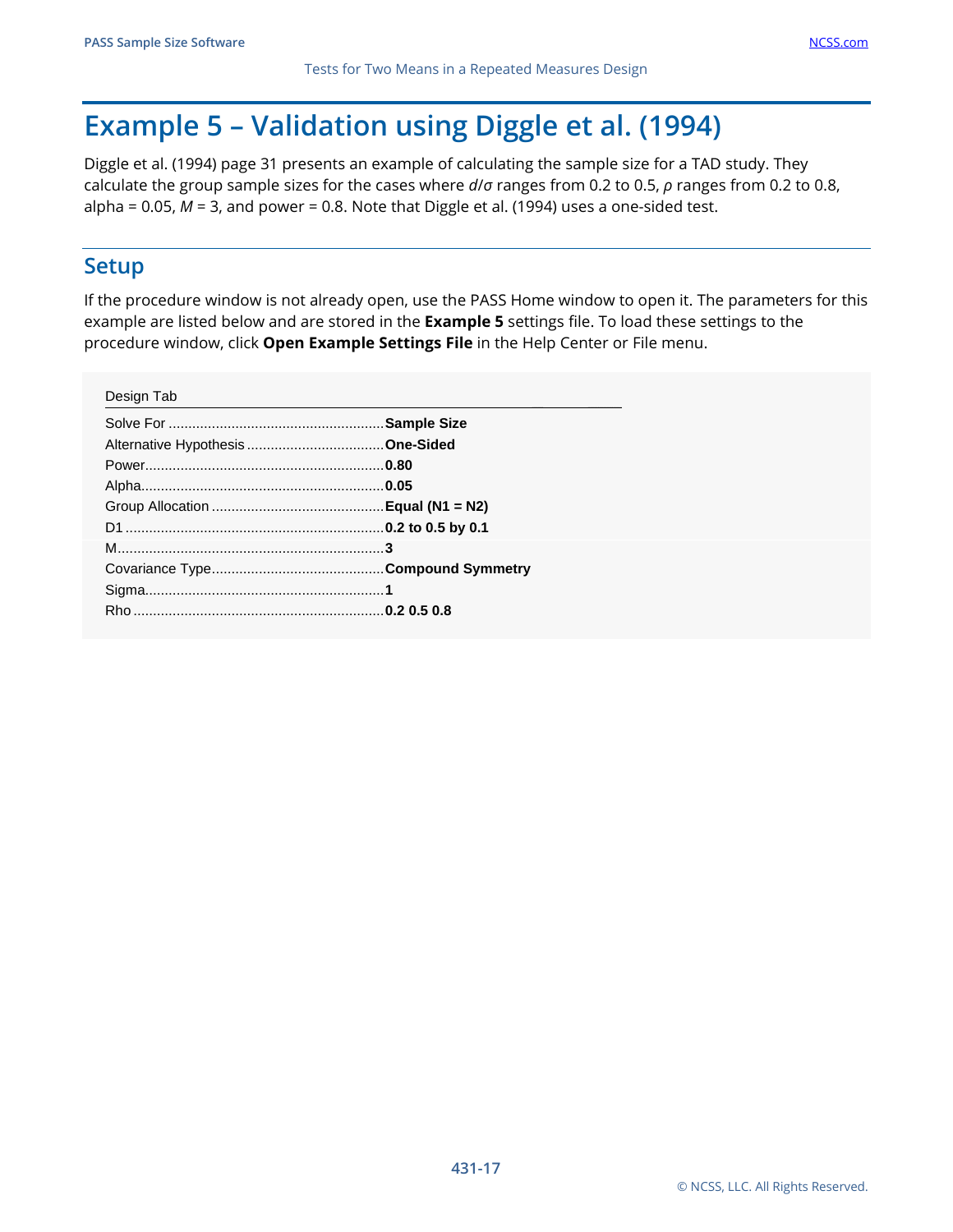# Example 5 – Validation using Diggle et al. (1994)

Diggle et al. (1994) page 31 presents an example of calculating the sample size for a TAD study. They calculate the group sample sizes for the cases where $d/\sigma$ ranges from 0.2 to 0.5, $\rho$ ranges from 0.2 to 0.8, alpha = 0.05, $M$ = 3, and power = 0.8. Note that Diggle et al. (1994) uses a one-sided test.

## Setup

If the procedure window is not already open, use the PASS Home window to open it. The parameters for this example are listed below and are stored in the **Example 5** settings file. To load these settings to the procedure window, click **Open Example Settings File** in the Help Center or File menu.

| Design Tab | |
|---|---|
| Solve For | **Sample Size** |
| Alternative Hypothesis | **One-Sided** |
| Power | **0.80** |
| Alpha | **0.05** |
| Group Allocation | **Equal (N1 = N2)** |
| D1 | **0.2 to 0.5 by 0.1** |
| M | **3** |
| Covariance Type | **Compound Symmetry** |
| Sigma | **1** |
| Rho | **0.2 0.5 0.8** |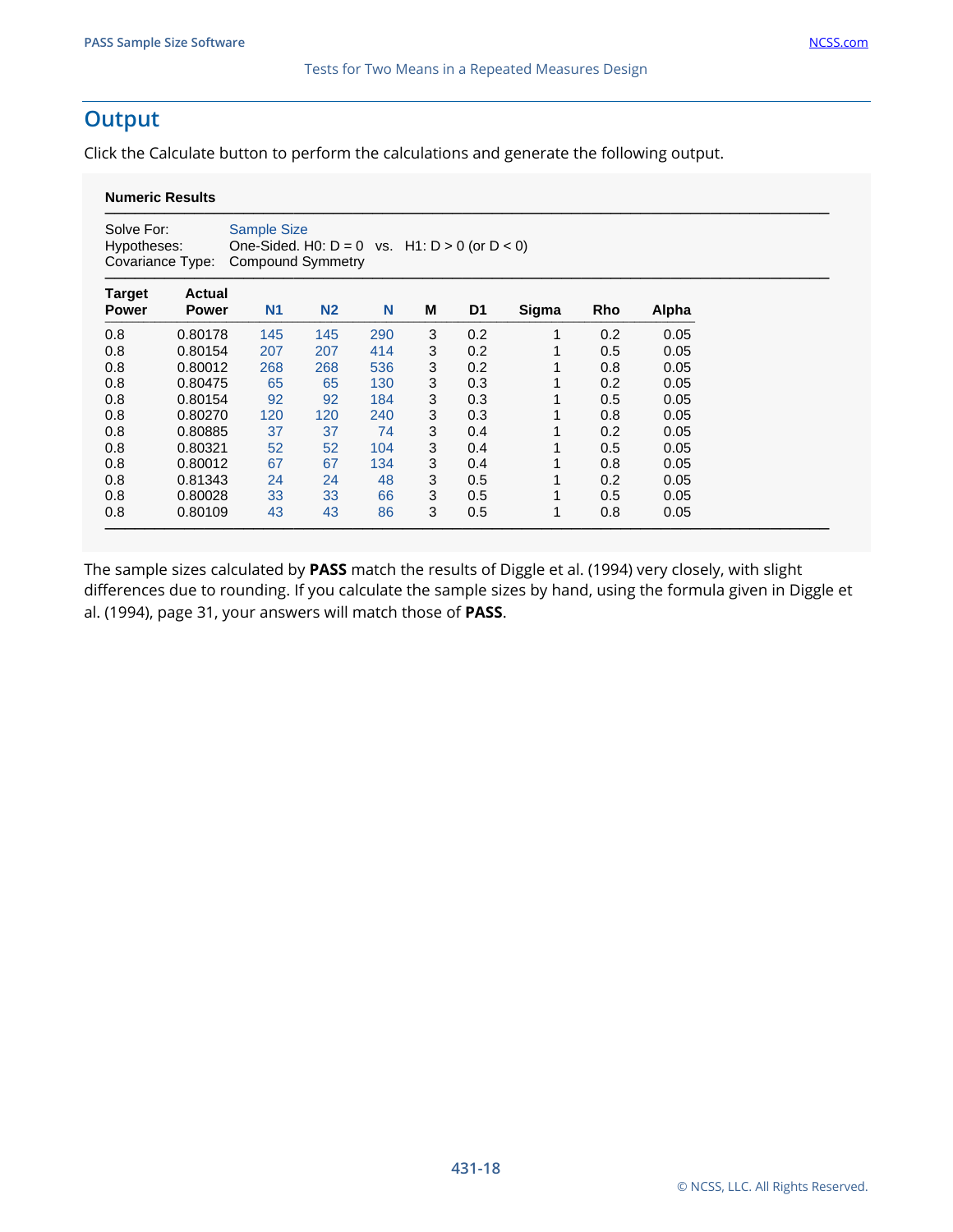## Output

Click the Calculate button to perform the calculations and generate the following output.

**Numeric Results**

Solve For: Sample Size
Hypotheses: One-Sided. H0: D = 0 vs. H1: D > 0 (or D < 0)
Covariance Type: Compound Symmetry

| Target Power | Actual Power | N1 | N2 | N | M | D1 | Sigma | Rho | Alpha |
|---|---|---|---|---|---|---|---|---|---|
| 0.8 | 0.80178 | 145 | 145 | 290 | 3 | 0.2 | 1 | 0.2 | 0.05 |
| 0.8 | 0.80154 | 207 | 207 | 414 | 3 | 0.2 | 1 | 0.5 | 0.05 |
| 0.8 | 0.80012 | 268 | 268 | 536 | 3 | 0.2 | 1 | 0.8 | 0.05 |
| 0.8 | 0.80475 | 65 | 65 | 130 | 3 | 0.3 | 1 | 0.2 | 0.05 |
| 0.8 | 0.80154 | 92 | 92 | 184 | 3 | 0.3 | 1 | 0.5 | 0.05 |
| 0.8 | 0.80270 | 120 | 120 | 240 | 3 | 0.3 | 1 | 0.8 | 0.05 |
| 0.8 | 0.80885 | 37 | 37 | 74 | 3 | 0.4 | 1 | 0.2 | 0.05 |
| 0.8 | 0.80321 | 52 | 52 | 104 | 3 | 0.4 | 1 | 0.5 | 0.05 |
| 0.8 | 0.80012 | 67 | 67 | 134 | 3 | 0.4 | 1 | 0.8 | 0.05 |
| 0.8 | 0.81343 | 24 | 24 | 48 | 3 | 0.5 | 1 | 0.2 | 0.05 |
| 0.8 | 0.80028 | 33 | 33 | 66 | 3 | 0.5 | 1 | 0.5 | 0.05 |
| 0.8 | 0.80109 | 43 | 43 | 86 | 3 | 0.5 | 1 | 0.8 | 0.05 |

The sample sizes calculated by **PASS** match the results of Diggle et al. (1994) very closely, with slight differences due to rounding. If you calculate the sample sizes by hand, using the formula given in Diggle et al. (1994), page 31, your answers will match those of **PASS**.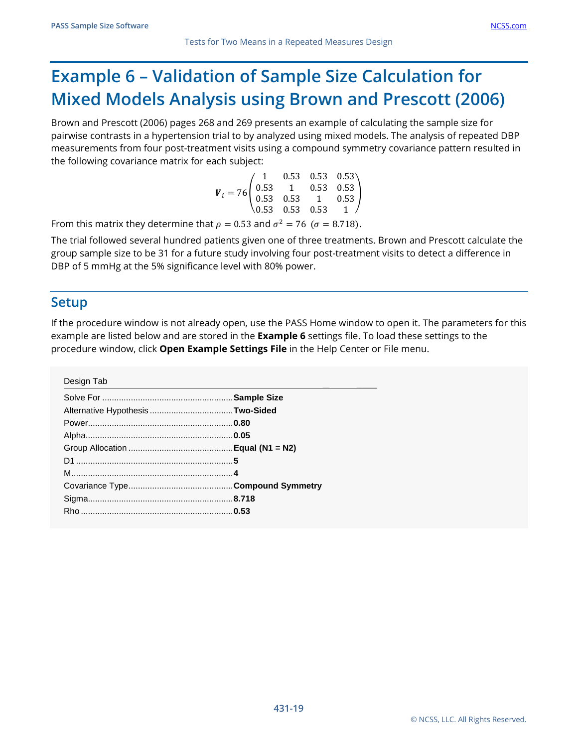# Example 6 – Validation of Sample Size Calculation for Mixed Models Analysis using Brown and Prescott (2006)

Brown and Prescott (2006) pages 268 and 269 presents an example of calculating the sample size for pairwise contrasts in a hypertension trial to by analyzed using mixed models. The analysis of repeated DBP measurements from four post-treatment visits using a compound symmetry covariance pattern resulted in the following covariance matrix for each subject:

$$\boldsymbol{V}_i = 76\begin{pmatrix} 1 & 0.53 & 0.53 & 0.53 \\ 0.53 & 1 & 0.53 & 0.53 \\ 0.53 & 0.53 & 1 & 0.53 \\ 0.53 & 0.53 & 0.53 & 1 \end{pmatrix}$$

From this matrix they determine that $\rho = 0.53$ and $\sigma^2 = 76$ $(\sigma = 8.718)$.

The trial followed several hundred patients given one of three treatments. Brown and Prescott calculate the group sample size to be 31 for a future study involving four post-treatment visits to detect a difference in DBP of 5 mmHg at the 5% significance level with 80% power.

## Setup

If the procedure window is not already open, use the PASS Home window to open it. The parameters for this example are listed below and are stored in the **Example 6** settings file. To load these settings to the procedure window, click **Open Example Settings File** in the Help Center or File menu.

| Design Tab | |
|---|---|
| Solve For | **Sample Size** |
| Alternative Hypothesis | **Two-Sided** |
| Power | **0.80** |
| Alpha | **0.05** |
| Group Allocation | **Equal (N1 = N2)** |
| D1 | **5** |
| M | **4** |
| Covariance Type | **Compound Symmetry** |
| Sigma | **8.718** |
| Rho | **0.53** |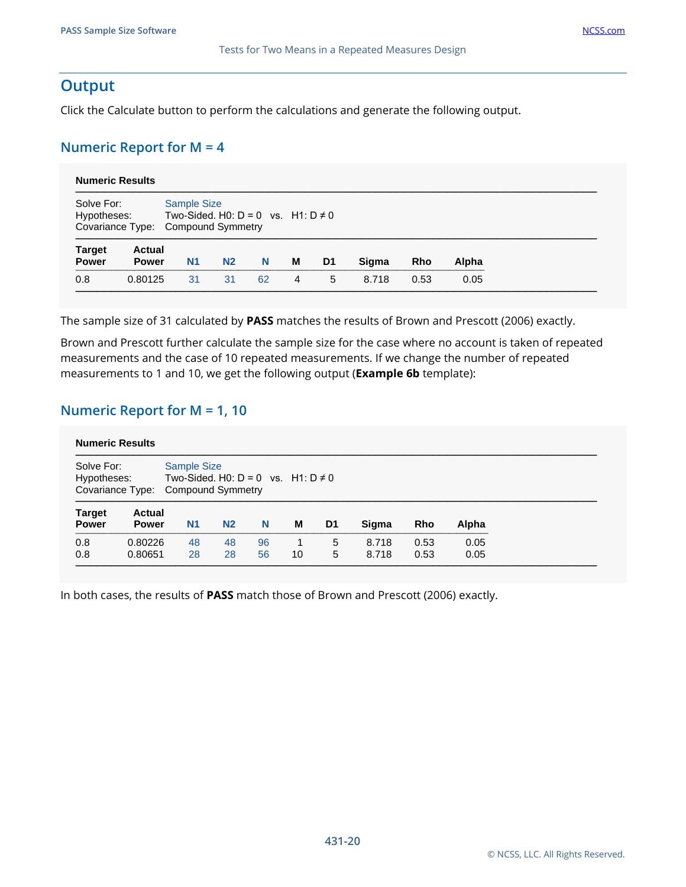## Output

Click the Calculate button to perform the calculations and generate the following output.

### Numeric Report for M = 4

**Numeric Results**

Solve For: Sample Size
Hypotheses: Two-Sided. H0: D = 0 vs. H1: D ≠ 0
Covariance Type: Compound Symmetry

| Target Power | Actual Power | N1 | N2 | N | M | D1 | Sigma | Rho | Alpha |
|---|---|---|---|---|---|---|---|---|---|
| 0.8 | 0.80125 | 31 | 31 | 62 | 4 | 5 | 8.718 | 0.53 | 0.05 |

The sample size of 31 calculated by **PASS** matches the results of Brown and Prescott (2006) exactly.

Brown and Prescott further calculate the sample size for the case where no account is taken of repeated measurements and the case of 10 repeated measurements. If we change the number of repeated measurements to 1 and 10, we get the following output (**Example 6b** template):

### Numeric Report for M = 1, 10

**Numeric Results**

Solve For: Sample Size
Hypotheses: Two-Sided. H0: D = 0 vs. H1: D ≠ 0
Covariance Type: Compound Symmetry

| Target Power | Actual Power | N1 | N2 | N | M | D1 | Sigma | Rho | Alpha |
|---|---|---|---|---|---|---|---|---|---|
| 0.8 | 0.80226 | 48 | 48 | 96 | 1 | 5 | 8.718 | 0.53 | 0.05 |
| 0.8 | 0.80651 | 28 | 28 | 56 | 10 | 5 | 8.718 | 0.53 | 0.05 |

In both cases, the results of **PASS** match those of Brown and Prescott (2006) exactly.